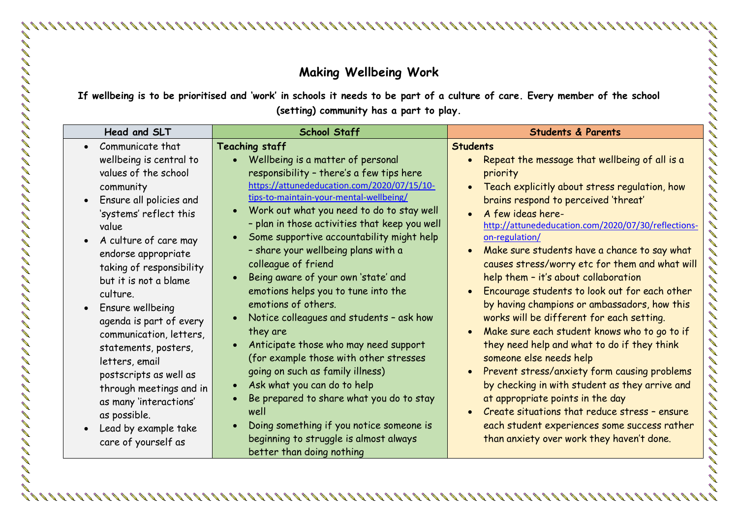# Making Wellbeing Work

**If wellbeing is to be prioritised and 'work' in schools it needs to be part of a culture of care. Every member of the school (setting) community has a part to play.**

| Head and SLT | School Staff | Students & Parents |
|---|---|---|
| • Communicate that wellbeing is central to values of the school community<br>• Ensure all policies and 'systems' reflect this value<br>• A culture of care may endorse appropriate taking of responsibility but it is not a blame culture.<br>• Ensure wellbeing agenda is part of every communication, letters, statements, posters, letters, email postscripts as well as through meetings and in as many 'interactions' as possible.<br>• Lead by example take care of yourself as | **Teaching staff**<br>• Wellbeing is a matter of personal responsibility – there's a few tips here https://attunededucation.com/2020/07/15/10-tips-to-maintain-your-mental-wellbeing/<br>• Work out what you need to do to stay well – plan in those activities that keep you well<br>• Some supportive accountability might help – share your wellbeing plans with a colleague of friend<br>• Being aware of your own 'state' and emotions helps you to tune into the emotions of others.<br>• Notice colleagues and students – ask how they are<br>• Anticipate those who may need support (for example those with other stresses going on such as family illness)<br>• Ask what you can do to help<br>• Be prepared to share what you do to stay well<br>• Doing something if you notice someone is beginning to struggle is almost always better than doing nothing | **Students**<br>• Repeat the message that wellbeing of all is a priority<br>• Teach explicitly about stress regulation, how brains respond to perceived 'threat'<br>• A few ideas here- http://attunededucation.com/2020/07/30/reflections-on-regulation/<br>• Make sure students have a chance to say what causes stress/worry etc for them and what will help them – it's about collaboration<br>• Encourage students to look out for each other by having champions or ambassadors, how this works will be different for each setting.<br>• Make sure each student knows who to go to if they need help and what to do if they think someone else needs help<br>• Prevent stress/anxiety form causing problems by checking in with student as they arrive and at appropriate points in the day<br>• Create situations that reduce stress – ensure each student experiences some success rather than anxiety over work they haven't done. |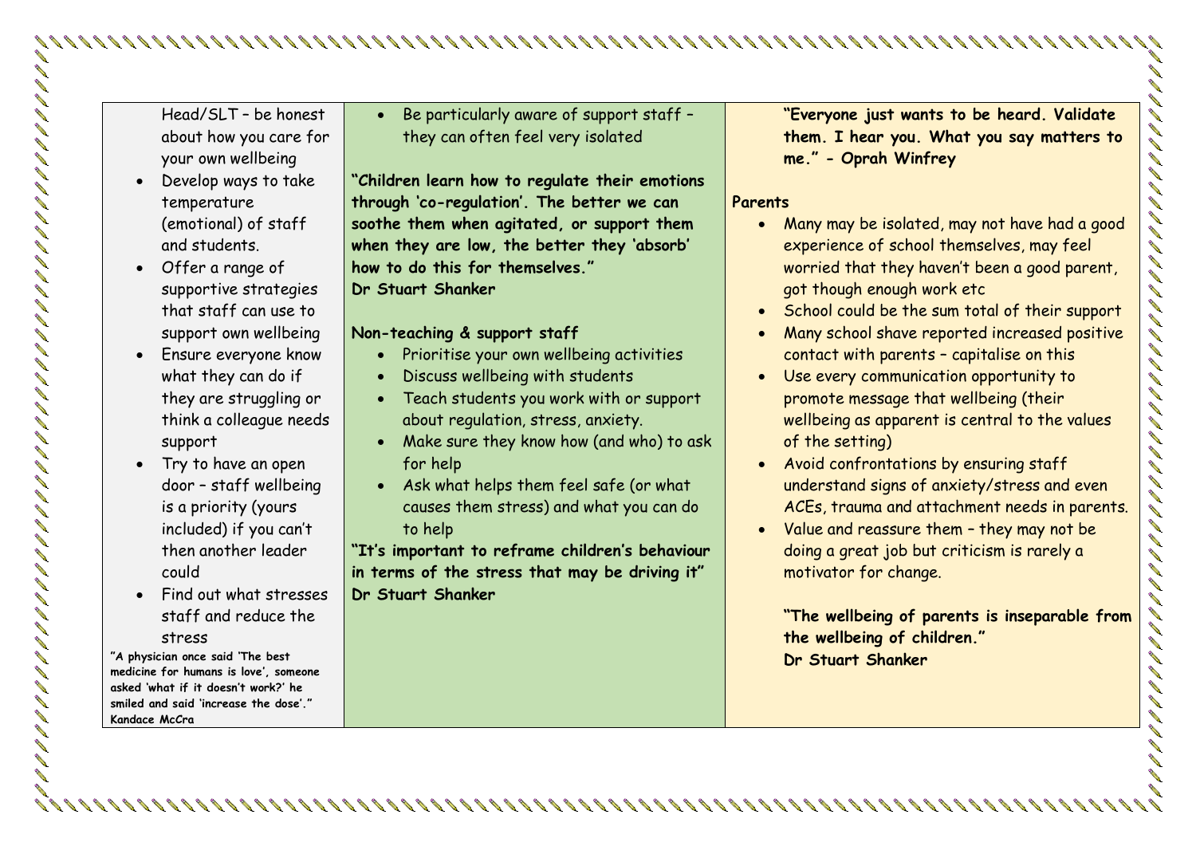Head/SLT – be honest about how you care for your own wellbeing

- Develop ways to take temperature (emotional) of staff and students.
- Offer a range of supportive strategies that staff can use to support own wellbeing
- Ensure everyone know what they can do if they are struggling or think a colleague needs support
- Try to have an open door – staff wellbeing is a priority (yours included) if you can't then another leader could
- Find out what stresses staff and reduce the stress

**"A physician once said 'The best medicine for humans is love', someone asked 'what if it doesn't work?' he smiled and said 'increase the dose'." Kandace McCra**

- Be particularly aware of support staff – they can often feel very isolated

**"Children learn how to regulate their emotions through 'co-regulation'. The better we can soothe them when agitated, or support them when they are low, the better they 'absorb' how to do this for themselves."**
**Dr Stuart Shanker**

**Non-teaching & support staff**

- Prioritise your own wellbeing activities
- Discuss wellbeing with students
- Teach students you work with or support about regulation, stress, anxiety.
- Make sure they know how (and who) to ask for help
- Ask what helps them feel safe (or what causes them stress) and what you can do to help

**"It's important to reframe children's behaviour in terms of the stress that may be driving it"**
**Dr Stuart Shanker**

**"Everyone just wants to be heard. Validate them. I hear you. What you say matters to me." - Oprah Winfrey**

**Parents**

- Many may be isolated, may not have had a good experience of school themselves, may feel worried that they haven't been a good parent, got though enough work etc
- School could be the sum total of their support
- Many school shave reported increased positive contact with parents – capitalise on this
- Use every communication opportunity to promote message that wellbeing (their wellbeing as apparent is central to the values of the setting)
- Avoid confrontations by ensuring staff understand signs of anxiety/stress and even ACEs, trauma and attachment needs in parents.
- Value and reassure them – they may not be doing a great job but criticism is rarely a motivator for change.

**"The wellbeing of parents is inseparable from the wellbeing of children."**
**Dr Stuart Shanker**